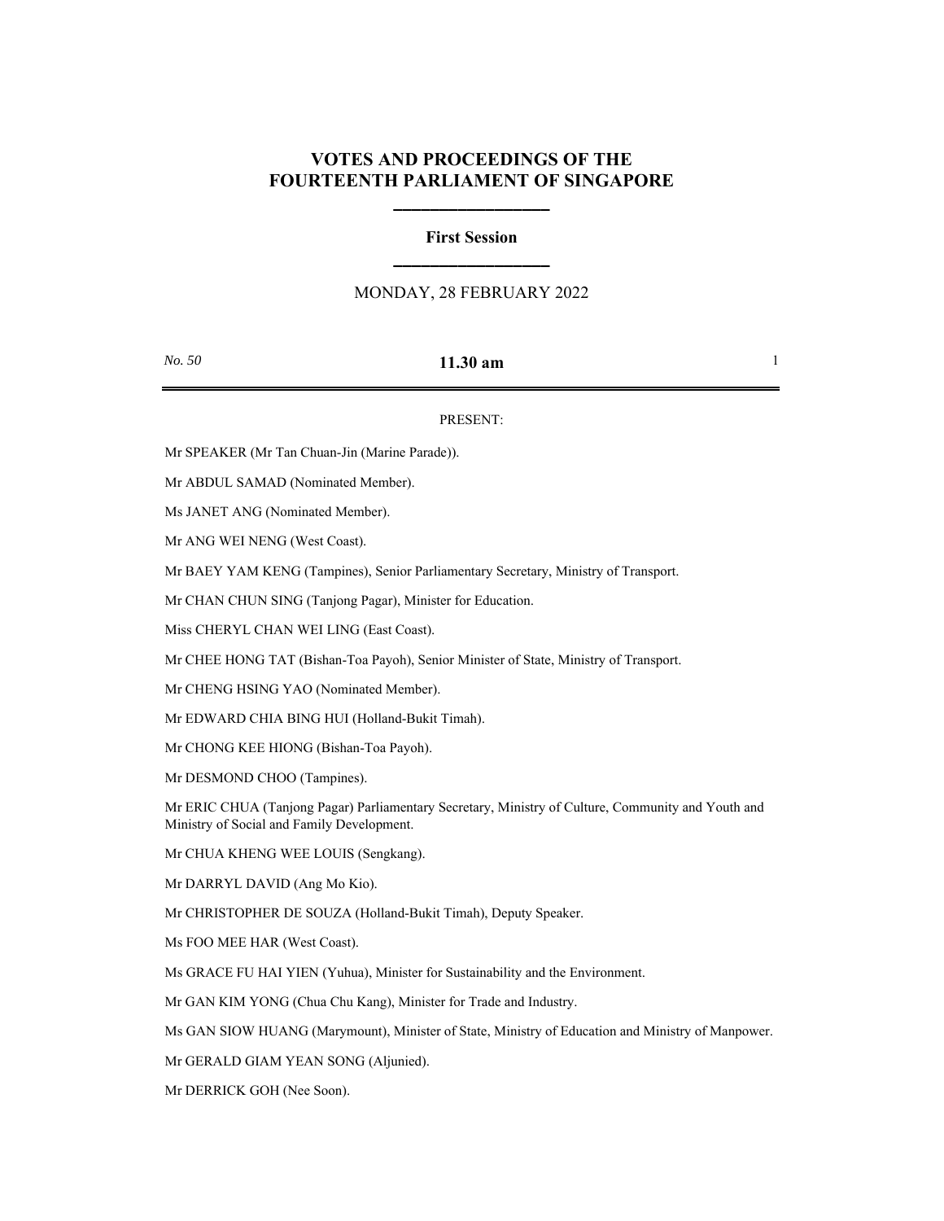# VOTES AND PROCEEDINGS OF THE FOURTEENTH PARLIAMENT OF SINGAPORE

## First Session

MONDAY, 28 FEBRUARY 2022

*No. 50* **11.30 am**

PRESENT:

Mr SPEAKER (Mr Tan Chuan-Jin (Marine Parade)).

Mr ABDUL SAMAD (Nominated Member).

Ms JANET ANG (Nominated Member).

Mr ANG WEI NENG (West Coast).

Mr BAEY YAM KENG (Tampines), Senior Parliamentary Secretary, Ministry of Transport.

Mr CHAN CHUN SING (Tanjong Pagar), Minister for Education.

Miss CHERYL CHAN WEI LING (East Coast).

Mr CHEE HONG TAT (Bishan-Toa Payoh), Senior Minister of State, Ministry of Transport.

Mr CHENG HSING YAO (Nominated Member).

Mr EDWARD CHIA BING HUI (Holland-Bukit Timah).

Mr CHONG KEE HIONG (Bishan-Toa Payoh).

Mr DESMOND CHOO (Tampines).

Mr ERIC CHUA (Tanjong Pagar) Parliamentary Secretary, Ministry of Culture, Community and Youth and Ministry of Social and Family Development.

Mr CHUA KHENG WEE LOUIS (Sengkang).

Mr DARRYL DAVID (Ang Mo Kio).

Mr CHRISTOPHER DE SOUZA (Holland-Bukit Timah), Deputy Speaker.

Ms FOO MEE HAR (West Coast).

Ms GRACE FU HAI YIEN (Yuhua), Minister for Sustainability and the Environment.

Mr GAN KIM YONG (Chua Chu Kang), Minister for Trade and Industry.

Ms GAN SIOW HUANG (Marymount), Minister of State, Ministry of Education and Ministry of Manpower.

Mr GERALD GIAM YEAN SONG (Aljunied).

Mr DERRICK GOH (Nee Soon).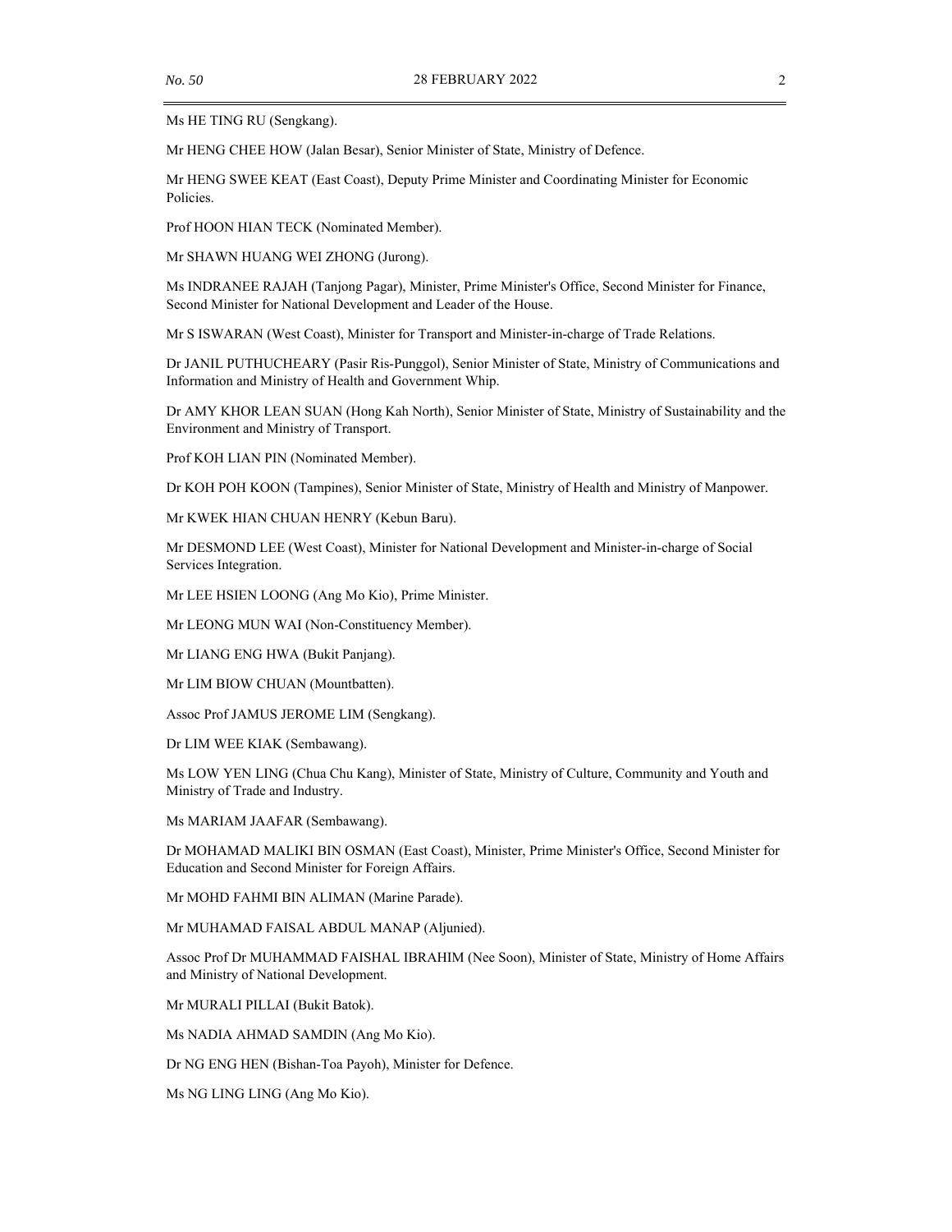Ms HE TING RU (Sengkang).

Mr HENG CHEE HOW (Jalan Besar), Senior Minister of State, Ministry of Defence.

Mr HENG SWEE KEAT (East Coast), Deputy Prime Minister and Coordinating Minister for Economic Policies.

Prof HOON HIAN TECK (Nominated Member).

Mr SHAWN HUANG WEI ZHONG (Jurong).

Ms INDRANEE RAJAH (Tanjong Pagar), Minister, Prime Minister's Office, Second Minister for Finance, Second Minister for National Development and Leader of the House.

Mr S ISWARAN (West Coast), Minister for Transport and Minister-in-charge of Trade Relations.

Dr JANIL PUTHUCHEARY (Pasir Ris-Punggol), Senior Minister of State, Ministry of Communications and Information and Ministry of Health and Government Whip.

Dr AMY KHOR LEAN SUAN (Hong Kah North), Senior Minister of State, Ministry of Sustainability and the Environment and Ministry of Transport.

Prof KOH LIAN PIN (Nominated Member).

Dr KOH POH KOON (Tampines), Senior Minister of State, Ministry of Health and Ministry of Manpower.

Mr KWEK HIAN CHUAN HENRY (Kebun Baru).

Mr DESMOND LEE (West Coast), Minister for National Development and Minister-in-charge of Social Services Integration.

Mr LEE HSIEN LOONG (Ang Mo Kio), Prime Minister.

Mr LEONG MUN WAI (Non-Constituency Member).

Mr LIANG ENG HWA (Bukit Panjang).

Mr LIM BIOW CHUAN (Mountbatten).

Assoc Prof JAMUS JEROME LIM (Sengkang).

Dr LIM WEE KIAK (Sembawang).

Ms LOW YEN LING (Chua Chu Kang), Minister of State, Ministry of Culture, Community and Youth and Ministry of Trade and Industry.

Ms MARIAM JAAFAR (Sembawang).

Dr MOHAMAD MALIKI BIN OSMAN (East Coast), Minister, Prime Minister's Office, Second Minister for Education and Second Minister for Foreign Affairs.

Mr MOHD FAHMI BIN ALIMAN (Marine Parade).

Mr MUHAMAD FAISAL ABDUL MANAP (Aljunied).

Assoc Prof Dr MUHAMMAD FAISHAL IBRAHIM (Nee Soon), Minister of State, Ministry of Home Affairs and Ministry of National Development.

Mr MURALI PILLAI (Bukit Batok).

Ms NADIA AHMAD SAMDIN (Ang Mo Kio).

Dr NG ENG HEN (Bishan-Toa Payoh), Minister for Defence.

Ms NG LING LING (Ang Mo Kio).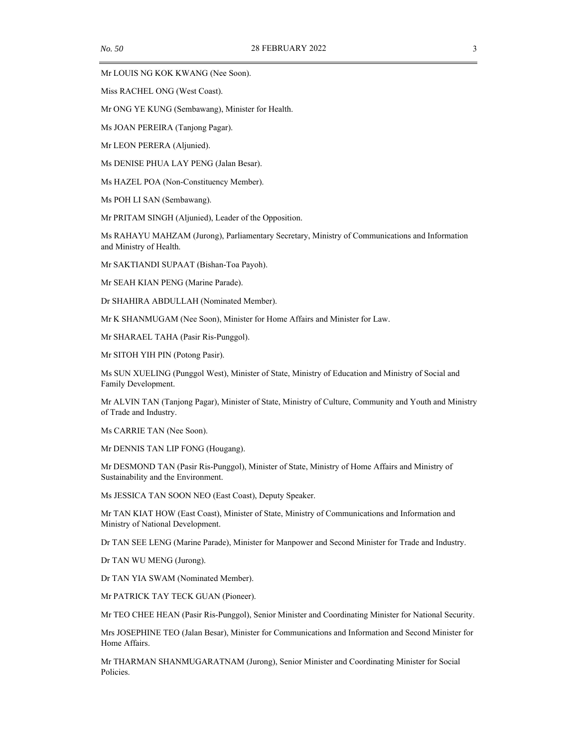Mr LOUIS NG KOK KWANG (Nee Soon).

Miss RACHEL ONG (West Coast).

Mr ONG YE KUNG (Sembawang), Minister for Health.

Ms JOAN PEREIRA (Tanjong Pagar).

Mr LEON PERERA (Aljunied).

Ms DENISE PHUA LAY PENG (Jalan Besar).

Ms HAZEL POA (Non-Constituency Member).

Ms POH LI SAN (Sembawang).

Mr PRITAM SINGH (Aljunied), Leader of the Opposition.

Ms RAHAYU MAHZAM (Jurong), Parliamentary Secretary, Ministry of Communications and Information and Ministry of Health.

Mr SAKTIANDI SUPAAT (Bishan-Toa Payoh).

Mr SEAH KIAN PENG (Marine Parade).

Dr SHAHIRA ABDULLAH (Nominated Member).

Mr K SHANMUGAM (Nee Soon), Minister for Home Affairs and Minister for Law.

Mr SHARAEL TAHA (Pasir Ris-Punggol).

Mr SITOH YIH PIN (Potong Pasir).

Ms SUN XUELING (Punggol West), Minister of State, Ministry of Education and Ministry of Social and Family Development.

Mr ALVIN TAN (Tanjong Pagar), Minister of State, Ministry of Culture, Community and Youth and Ministry of Trade and Industry.

Ms CARRIE TAN (Nee Soon).

Mr DENNIS TAN LIP FONG (Hougang).

Mr DESMOND TAN (Pasir Ris-Punggol), Minister of State, Ministry of Home Affairs and Ministry of Sustainability and the Environment.

Ms JESSICA TAN SOON NEO (East Coast), Deputy Speaker.

Mr TAN KIAT HOW (East Coast), Minister of State, Ministry of Communications and Information and Ministry of National Development.

Dr TAN SEE LENG (Marine Parade), Minister for Manpower and Second Minister for Trade and Industry.

Dr TAN WU MENG (Jurong).

Dr TAN YIA SWAM (Nominated Member).

Mr PATRICK TAY TECK GUAN (Pioneer).

Mr TEO CHEE HEAN (Pasir Ris-Punggol), Senior Minister and Coordinating Minister for National Security.

Mrs JOSEPHINE TEO (Jalan Besar), Minister for Communications and Information and Second Minister for Home Affairs.

Mr THARMAN SHANMUGARATNAM (Jurong), Senior Minister and Coordinating Minister for Social Policies.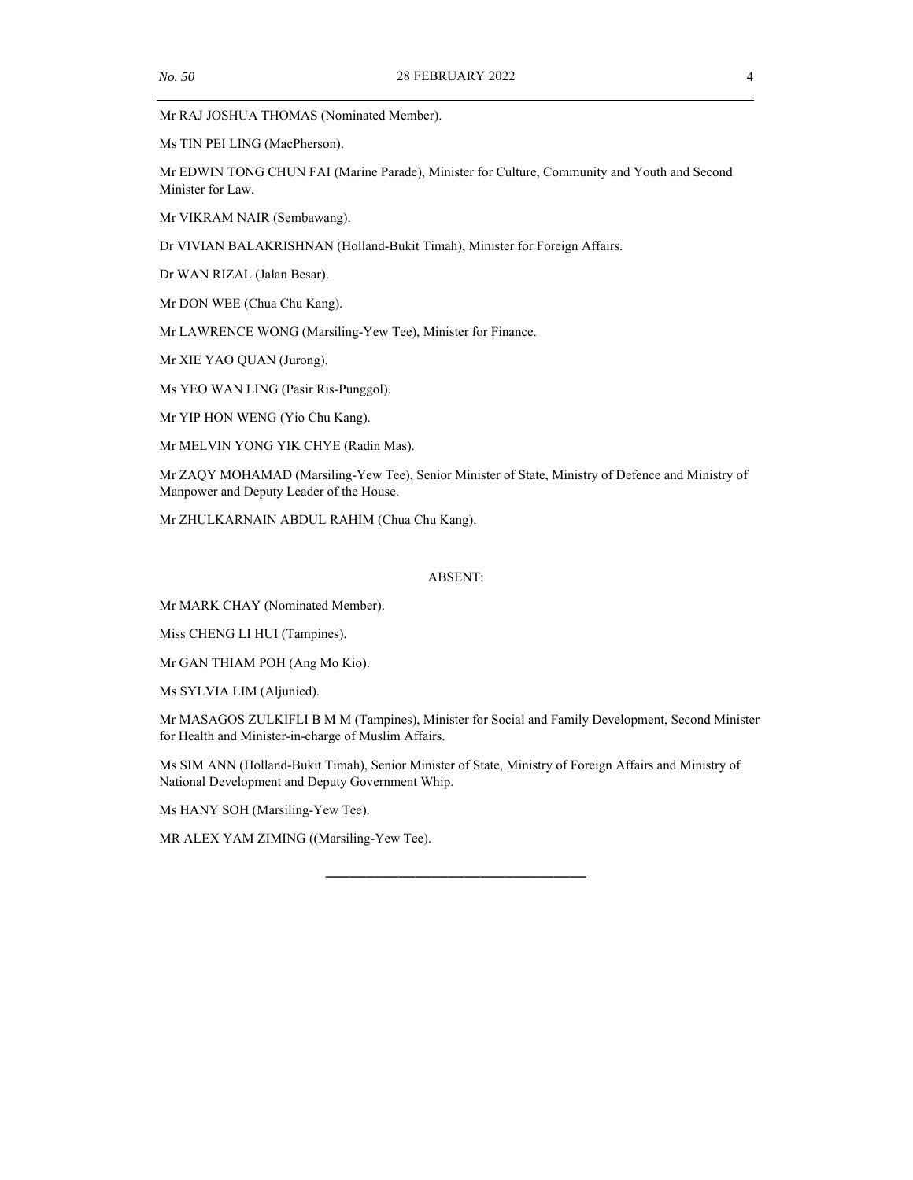Mr RAJ JOSHUA THOMAS (Nominated Member).

Ms TIN PEI LING (MacPherson).

Mr EDWIN TONG CHUN FAI (Marine Parade), Minister for Culture, Community and Youth and Second Minister for Law.

Mr VIKRAM NAIR (Sembawang).

Dr VIVIAN BALAKRISHNAN (Holland-Bukit Timah), Minister for Foreign Affairs.

Dr WAN RIZAL (Jalan Besar).

Mr DON WEE (Chua Chu Kang).

Mr LAWRENCE WONG (Marsiling-Yew Tee), Minister for Finance.

Mr XIE YAO QUAN (Jurong).

Ms YEO WAN LING (Pasir Ris-Punggol).

Mr YIP HON WENG (Yio Chu Kang).

Mr MELVIN YONG YIK CHYE (Radin Mas).

Mr ZAQY MOHAMAD (Marsiling-Yew Tee), Senior Minister of State, Ministry of Defence and Ministry of Manpower and Deputy Leader of the House.

Mr ZHULKARNAIN ABDUL RAHIM (Chua Chu Kang).

ABSENT:

Mr MARK CHAY (Nominated Member).

Miss CHENG LI HUI (Tampines).

Mr GAN THIAM POH (Ang Mo Kio).

Ms SYLVIA LIM (Aljunied).

Mr MASAGOS ZULKIFLI B M M (Tampines), Minister for Social and Family Development, Second Minister for Health and Minister-in-charge of Muslim Affairs.

Ms SIM ANN (Holland-Bukit Timah), Senior Minister of State, Ministry of Foreign Affairs and Ministry of National Development and Deputy Government Whip.

Ms HANY SOH (Marsiling-Yew Tee).

MR ALEX YAM ZIMING ((Marsiling-Yew Tee).

---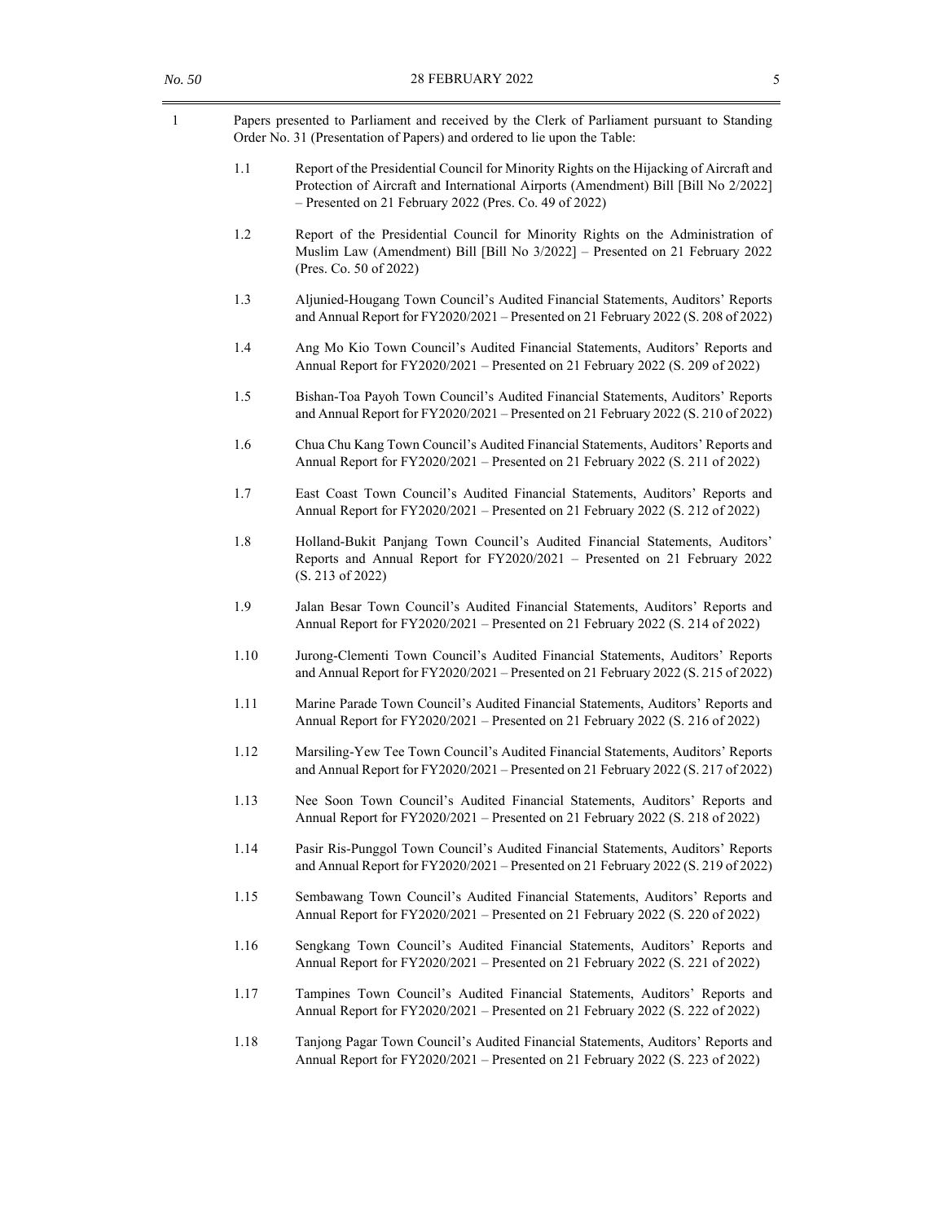1 Papers presented to Parliament and received by the Clerk of Parliament pursuant to Standing Order No. 31 (Presentation of Papers) and ordered to lie upon the Table:

1.1 Report of the Presidential Council for Minority Rights on the Hijacking of Aircraft and Protection of Aircraft and International Airports (Amendment) Bill [Bill No 2/2022] – Presented on 21 February 2022 (Pres. Co. 49 of 2022)

1.2 Report of the Presidential Council for Minority Rights on the Administration of Muslim Law (Amendment) Bill [Bill No 3/2022] – Presented on 21 February 2022 (Pres. Co. 50 of 2022)

1.3 Aljunied-Hougang Town Council's Audited Financial Statements, Auditors' Reports and Annual Report for FY2020/2021 – Presented on 21 February 2022 (S. 208 of 2022)

1.4 Ang Mo Kio Town Council's Audited Financial Statements, Auditors' Reports and Annual Report for FY2020/2021 – Presented on 21 February 2022 (S. 209 of 2022)

1.5 Bishan-Toa Payoh Town Council's Audited Financial Statements, Auditors' Reports and Annual Report for FY2020/2021 – Presented on 21 February 2022 (S. 210 of 2022)

1.6 Chua Chu Kang Town Council's Audited Financial Statements, Auditors' Reports and Annual Report for FY2020/2021 – Presented on 21 February 2022 (S. 211 of 2022)

1.7 East Coast Town Council's Audited Financial Statements, Auditors' Reports and Annual Report for FY2020/2021 – Presented on 21 February 2022 (S. 212 of 2022)

1.8 Holland-Bukit Panjang Town Council's Audited Financial Statements, Auditors' Reports and Annual Report for FY2020/2021 – Presented on 21 February 2022 (S. 213 of 2022)

1.9 Jalan Besar Town Council's Audited Financial Statements, Auditors' Reports and Annual Report for FY2020/2021 – Presented on 21 February 2022 (S. 214 of 2022)

1.10 Jurong-Clementi Town Council's Audited Financial Statements, Auditors' Reports and Annual Report for FY2020/2021 – Presented on 21 February 2022 (S. 215 of 2022)

1.11 Marine Parade Town Council's Audited Financial Statements, Auditors' Reports and Annual Report for FY2020/2021 – Presented on 21 February 2022 (S. 216 of 2022)

1.12 Marsiling-Yew Tee Town Council's Audited Financial Statements, Auditors' Reports and Annual Report for FY2020/2021 – Presented on 21 February 2022 (S. 217 of 2022)

1.13 Nee Soon Town Council's Audited Financial Statements, Auditors' Reports and Annual Report for FY2020/2021 – Presented on 21 February 2022 (S. 218 of 2022)

1.14 Pasir Ris-Punggol Town Council's Audited Financial Statements, Auditors' Reports and Annual Report for FY2020/2021 – Presented on 21 February 2022 (S. 219 of 2022)

1.15 Sembawang Town Council's Audited Financial Statements, Auditors' Reports and Annual Report for FY2020/2021 – Presented on 21 February 2022 (S. 220 of 2022)

1.16 Sengkang Town Council's Audited Financial Statements, Auditors' Reports and Annual Report for FY2020/2021 – Presented on 21 February 2022 (S. 221 of 2022)

1.17 Tampines Town Council's Audited Financial Statements, Auditors' Reports and Annual Report for FY2020/2021 – Presented on 21 February 2022 (S. 222 of 2022)

1.18 Tanjong Pagar Town Council's Audited Financial Statements, Auditors' Reports and Annual Report for FY2020/2021 – Presented on 21 February 2022 (S. 223 of 2022)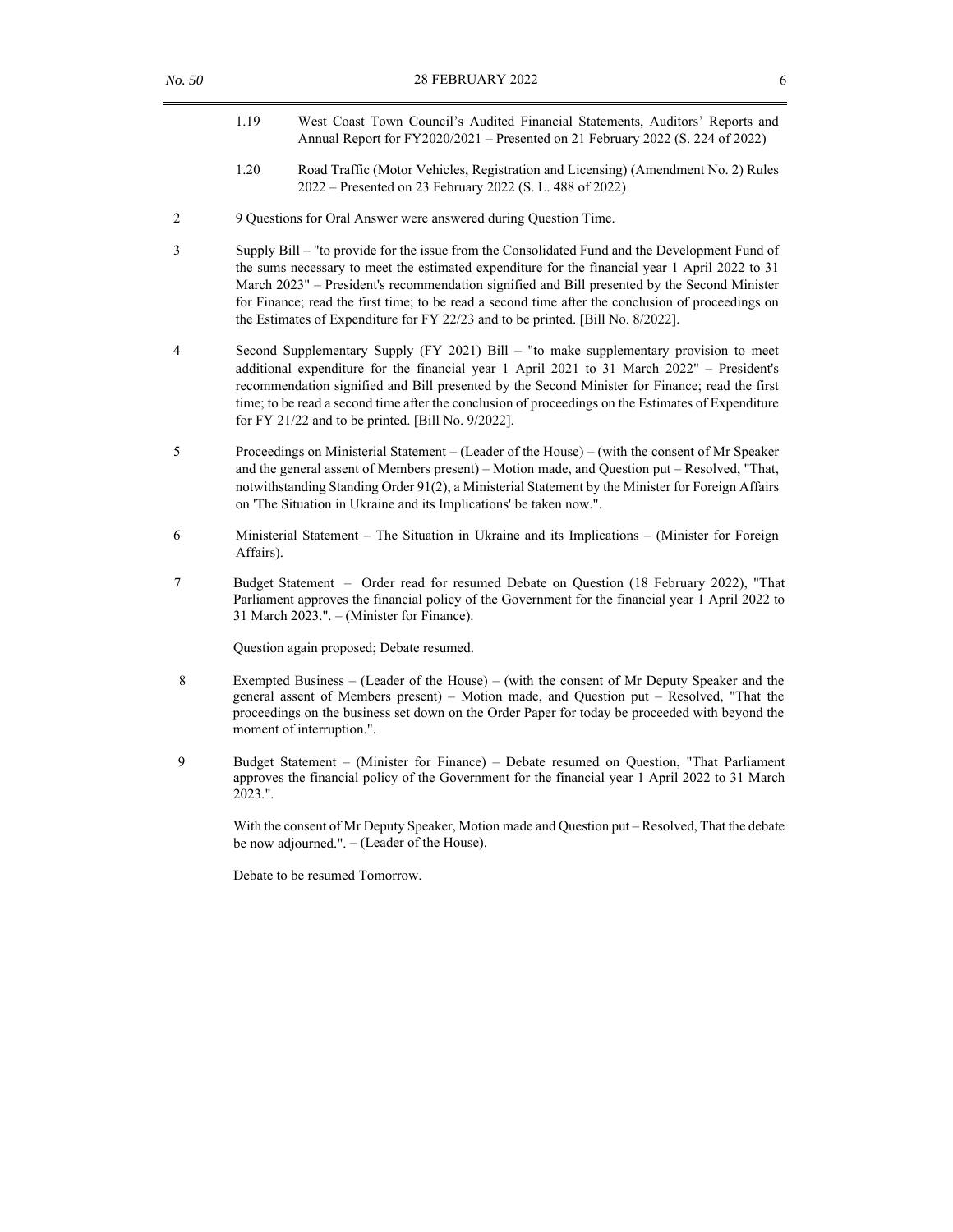1.19 West Coast Town Council's Audited Financial Statements, Auditors' Reports and Annual Report for FY2020/2021 – Presented on 21 February 2022 (S. 224 of 2022)

1.20 Road Traffic (Motor Vehicles, Registration and Licensing) (Amendment No. 2) Rules 2022 – Presented on 23 February 2022 (S. L. 488 of 2022)

2 9 Questions for Oral Answer were answered during Question Time.

3 Supply Bill – "to provide for the issue from the Consolidated Fund and the Development Fund of the sums necessary to meet the estimated expenditure for the financial year 1 April 2022 to 31 March 2023" – President's recommendation signified and Bill presented by the Second Minister for Finance; read the first time; to be read a second time after the conclusion of proceedings on the Estimates of Expenditure for FY 22/23 and to be printed. [Bill No. 8/2022].

4 Second Supplementary Supply (FY 2021) Bill – "to make supplementary provision to meet additional expenditure for the financial year 1 April 2021 to 31 March 2022" – President's recommendation signified and Bill presented by the Second Minister for Finance; read the first time; to be read a second time after the conclusion of proceedings on the Estimates of Expenditure for FY 21/22 and to be printed. [Bill No. 9/2022].

5 Proceedings on Ministerial Statement – (Leader of the House) – (with the consent of Mr Speaker and the general assent of Members present) – Motion made, and Question put – Resolved, "That, notwithstanding Standing Order 91(2), a Ministerial Statement by the Minister for Foreign Affairs on 'The Situation in Ukraine and its Implications' be taken now.".

6 Ministerial Statement – The Situation in Ukraine and its Implications – (Minister for Foreign Affairs).

7 Budget Statement – Order read for resumed Debate on Question (18 February 2022), "That Parliament approves the financial policy of the Government for the financial year 1 April 2022 to 31 March 2023.". – (Minister for Finance).

Question again proposed; Debate resumed.

8 Exempted Business – (Leader of the House) – (with the consent of Mr Deputy Speaker and the general assent of Members present) – Motion made, and Question put – Resolved, "That the proceedings on the business set down on the Order Paper for today be proceeded with beyond the moment of interruption.".

9 Budget Statement – (Minister for Finance) – Debate resumed on Question, "That Parliament approves the financial policy of the Government for the financial year 1 April 2022 to 31 March 2023.".

With the consent of Mr Deputy Speaker, Motion made and Question put – Resolved, That the debate be now adjourned.". – (Leader of the House).

Debate to be resumed Tomorrow.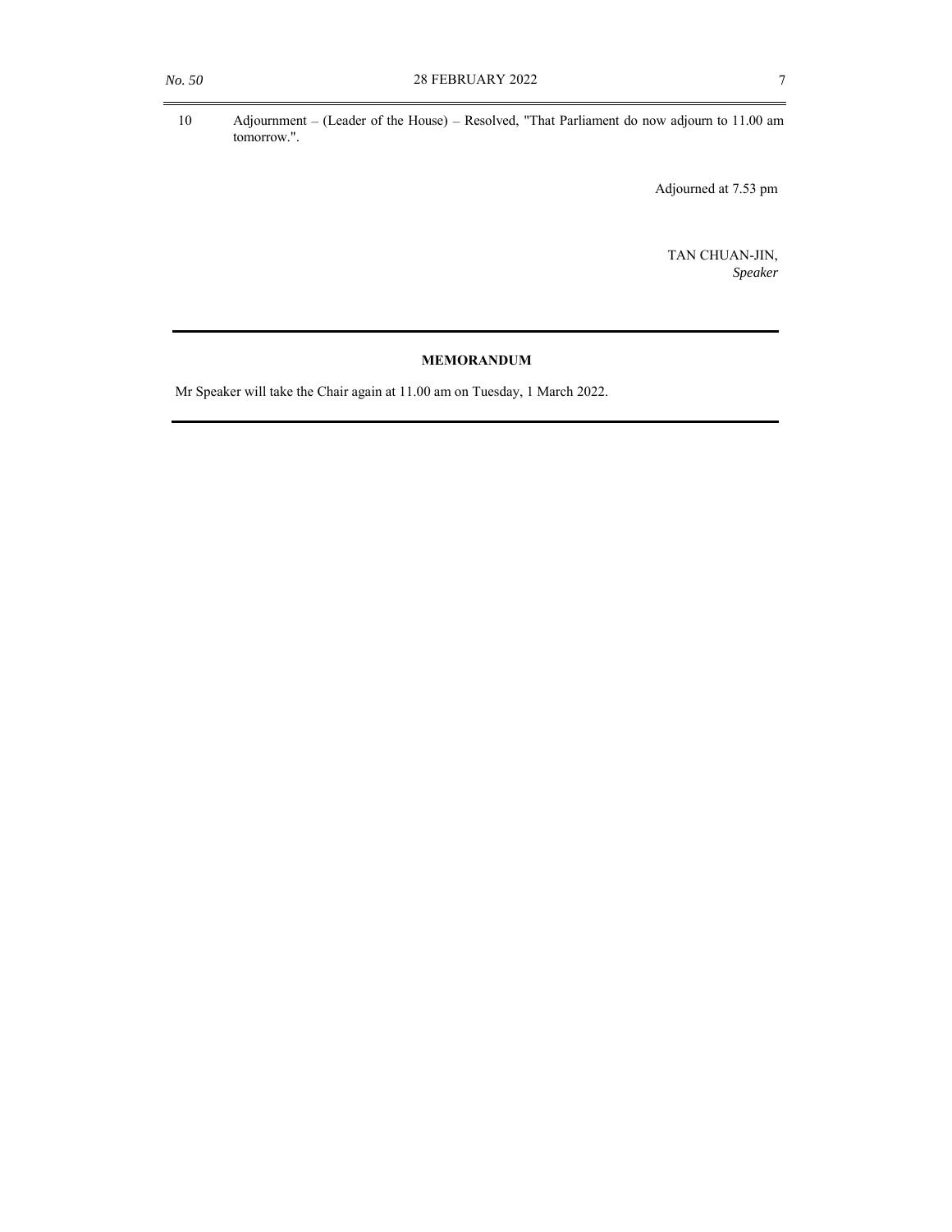10 Adjournment – (Leader of the House) – Resolved, "That Parliament do now adjourn to 11.00 am tomorrow.".

Adjourned at 7.53 pm

TAN CHUAN-JIN,
*Speaker*

---

**MEMORANDUM**

Mr Speaker will take the Chair again at 11.00 am on Tuesday, 1 March 2022.

---